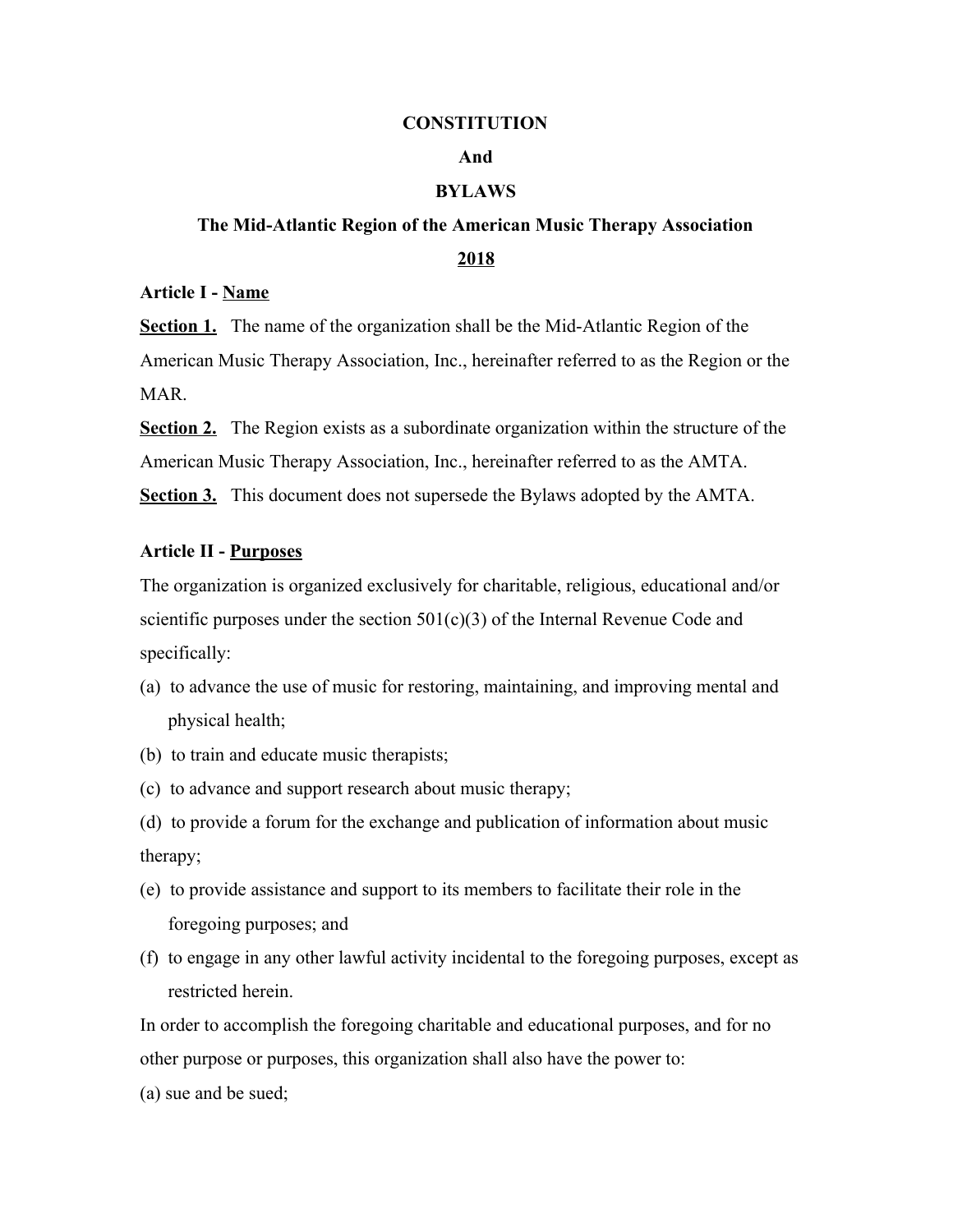# CONSTITUTION

# And

# BYLAWS

## The Mid-Atlantic Region of the American Music Therapy Association

## 2018

### Article I - Name

**Section 1.** The name of the organization shall be the Mid-Atlantic Region of the American Music Therapy Association, Inc., hereinafter referred to as the Region or the MAR.

**Section 2.** The Region exists as a subordinate organization within the structure of the American Music Therapy Association, Inc., hereinafter referred to as the AMTA.

**Section 3.** This document does not supersede the Bylaws adopted by the AMTA.

### Article II - Purposes

The organization is organized exclusively for charitable, religious, educational and/or scientific purposes under the section 501(c)(3) of the Internal Revenue Code and specifically:

(a) to advance the use of music for restoring, maintaining, and improving mental and physical health;

(b) to train and educate music therapists;

(c) to advance and support research about music therapy;

(d) to provide a forum for the exchange and publication of information about music therapy;

(e) to provide assistance and support to its members to facilitate their role in the foregoing purposes; and

(f) to engage in any other lawful activity incidental to the foregoing purposes, except as restricted herein.

In order to accomplish the foregoing charitable and educational purposes, and for no other purpose or purposes, this organization shall also have the power to:

(a) sue and be sued;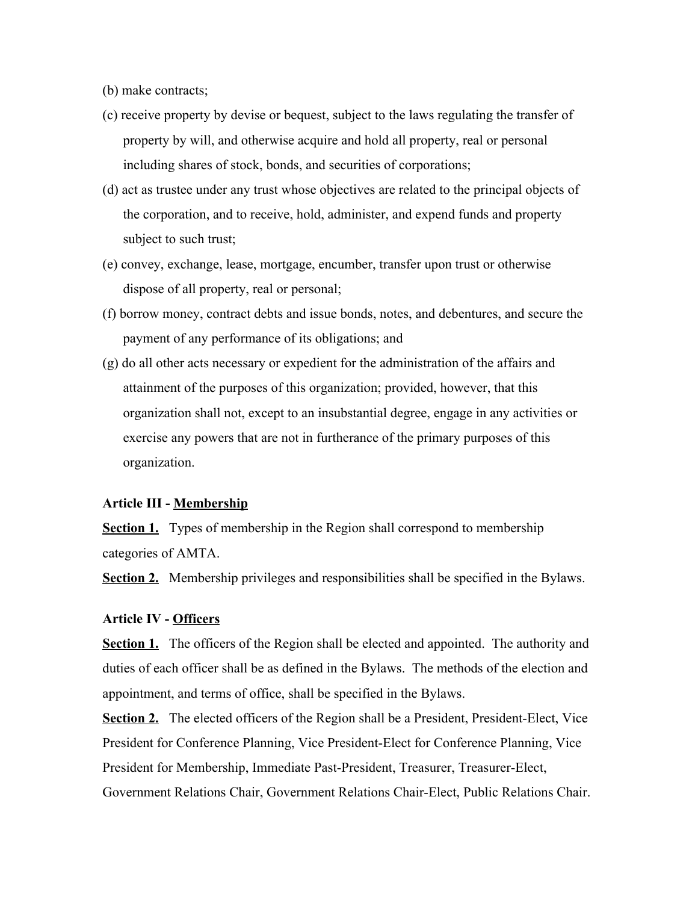(b) make contracts;

(c) receive property by devise or bequest, subject to the laws regulating the transfer of property by will, and otherwise acquire and hold all property, real or personal including shares of stock, bonds, and securities of corporations;

(d) act as trustee under any trust whose objectives are related to the principal objects of the corporation, and to receive, hold, administer, and expend funds and property subject to such trust;

(e) convey, exchange, lease, mortgage, encumber, transfer upon trust or otherwise dispose of all property, real or personal;

(f) borrow money, contract debts and issue bonds, notes, and debentures, and secure the payment of any performance of its obligations; and

(g) do all other acts necessary or expedient for the administration of the affairs and attainment of the purposes of this organization; provided, however, that this organization shall not, except to an insubstantial degree, engage in any activities or exercise any powers that are not in furtherance of the primary purposes of this organization.

**Article III - <u>Membership</u>**

**<u>Section 1.</u>** Types of membership in the Region shall correspond to membership categories of AMTA.

**<u>Section 2.</u>** Membership privileges and responsibilities shall be specified in the Bylaws.

**Article IV - <u>Officers</u>**

**<u>Section 1.</u>** The officers of the Region shall be elected and appointed. The authority and duties of each officer shall be as defined in the Bylaws. The methods of the election and appointment, and terms of office, shall be specified in the Bylaws.

**<u>Section 2.</u>** The elected officers of the Region shall be a President, President-Elect, Vice President for Conference Planning, Vice President-Elect for Conference Planning, Vice President for Membership, Immediate Past-President, Treasurer, Treasurer-Elect, Government Relations Chair, Government Relations Chair-Elect, Public Relations Chair.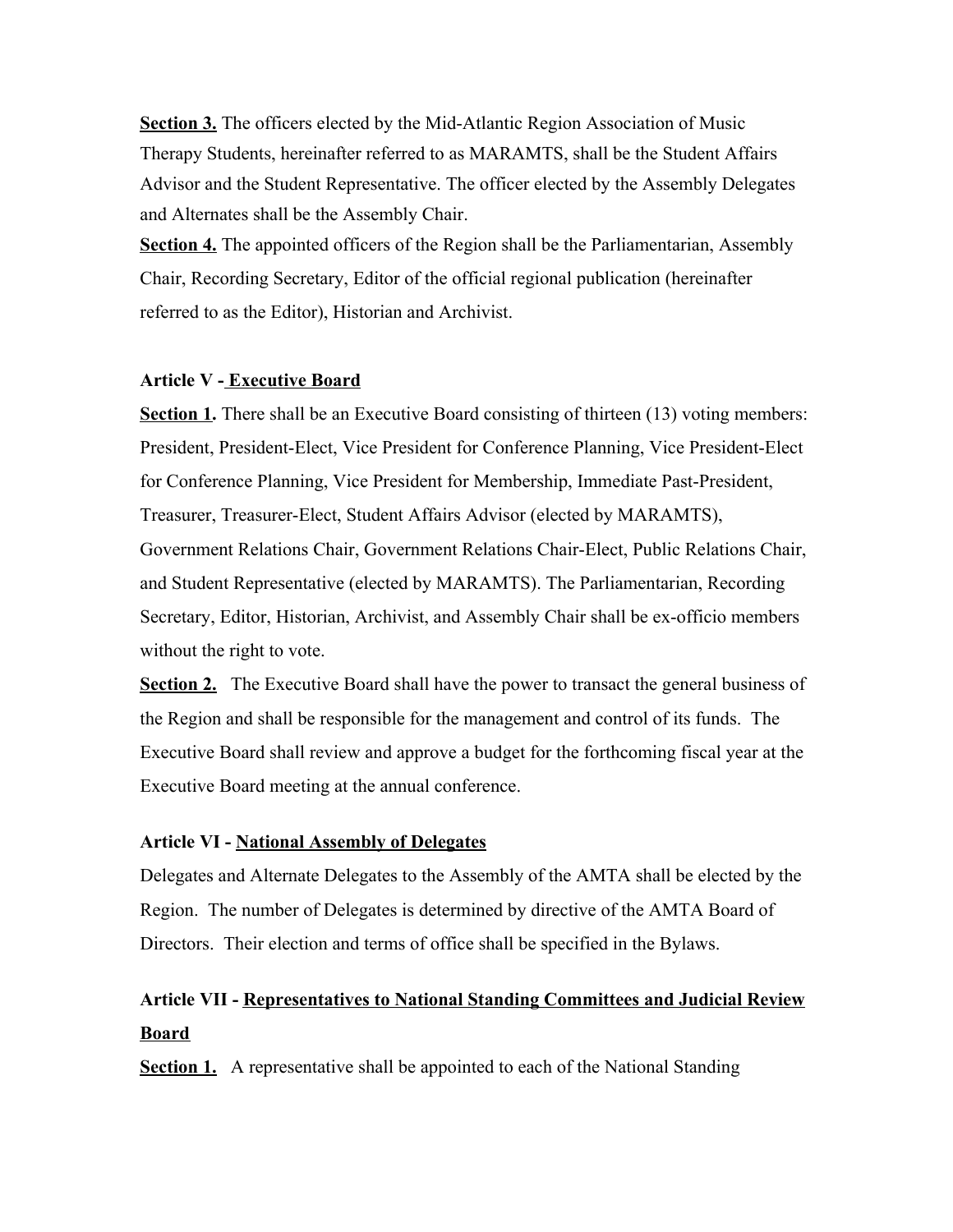**Section 3.** The officers elected by the Mid-Atlantic Region Association of Music Therapy Students, hereinafter referred to as MARAMTS, shall be the Student Affairs Advisor and the Student Representative. The officer elected by the Assembly Delegates and Alternates shall be the Assembly Chair.

**Section 4.** The appointed officers of the Region shall be the Parliamentarian, Assembly Chair, Recording Secretary, Editor of the official regional publication (hereinafter referred to as the Editor), Historian and Archivist.

### Article V - Executive Board

**Section 1.** There shall be an Executive Board consisting of thirteen (13) voting members: President, President-Elect, Vice President for Conference Planning, Vice President-Elect for Conference Planning, Vice President for Membership, Immediate Past-President, Treasurer, Treasurer-Elect, Student Affairs Advisor (elected by MARAMTS), Government Relations Chair, Government Relations Chair-Elect, Public Relations Chair, and Student Representative (elected by MARAMTS). The Parliamentarian, Recording Secretary, Editor, Historian, Archivist, and Assembly Chair shall be ex-officio members without the right to vote.

**Section 2.** The Executive Board shall have the power to transact the general business of the Region and shall be responsible for the management and control of its funds. The Executive Board shall review and approve a budget for the forthcoming fiscal year at the Executive Board meeting at the annual conference.

### Article VI - National Assembly of Delegates

Delegates and Alternate Delegates to the Assembly of the AMTA shall be elected by the Region. The number of Delegates is determined by directive of the AMTA Board of Directors. Their election and terms of office shall be specified in the Bylaws.

### Article VII - Representatives to National Standing Committees and Judicial Review Board

**Section 1.** A representative shall be appointed to each of the National Standing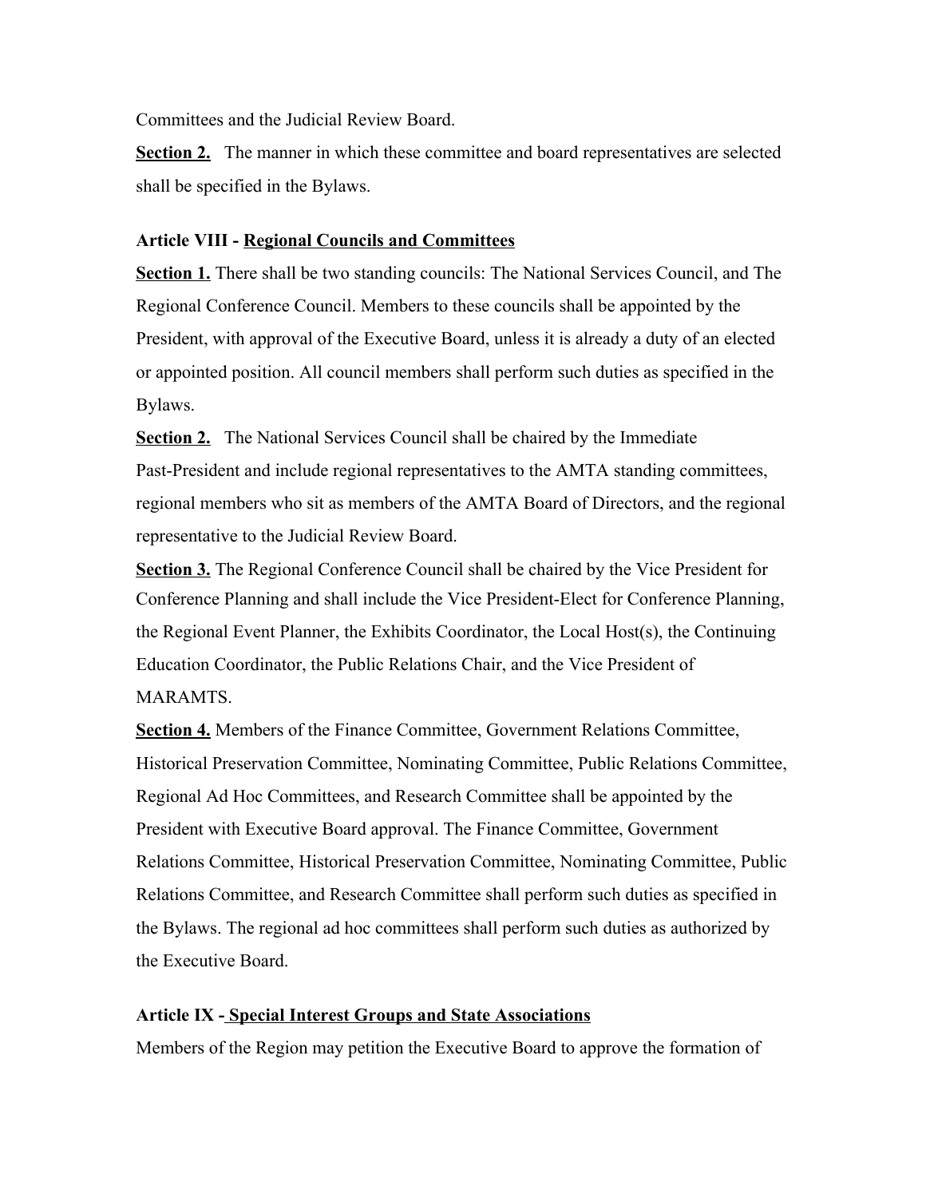Committees and the Judicial Review Board.

**Section 2.** The manner in which these committee and board representatives are selected shall be specified in the Bylaws.

**Article VIII - Regional Councils and Committees**

**Section 1.** There shall be two standing councils: The National Services Council, and The Regional Conference Council. Members to these councils shall be appointed by the President, with approval of the Executive Board, unless it is already a duty of an elected or appointed position. All council members shall perform such duties as specified in the Bylaws.

**Section 2.** The National Services Council shall be chaired by the Immediate Past-President and include regional representatives to the AMTA standing committees, regional members who sit as members of the AMTA Board of Directors, and the regional representative to the Judicial Review Board.

**Section 3.** The Regional Conference Council shall be chaired by the Vice President for Conference Planning and shall include the Vice President-Elect for Conference Planning, the Regional Event Planner, the Exhibits Coordinator, the Local Host(s), the Continuing Education Coordinator, the Public Relations Chair, and the Vice President of MARAMTS.

**Section 4.** Members of the Finance Committee, Government Relations Committee, Historical Preservation Committee, Nominating Committee, Public Relations Committee, Regional Ad Hoc Committees, and Research Committee shall be appointed by the President with Executive Board approval. The Finance Committee, Government Relations Committee, Historical Preservation Committee, Nominating Committee, Public Relations Committee, and Research Committee shall perform such duties as specified in the Bylaws. The regional ad hoc committees shall perform such duties as authorized by the Executive Board.

**Article IX - Special Interest Groups and State Associations**

Members of the Region may petition the Executive Board to approve the formation of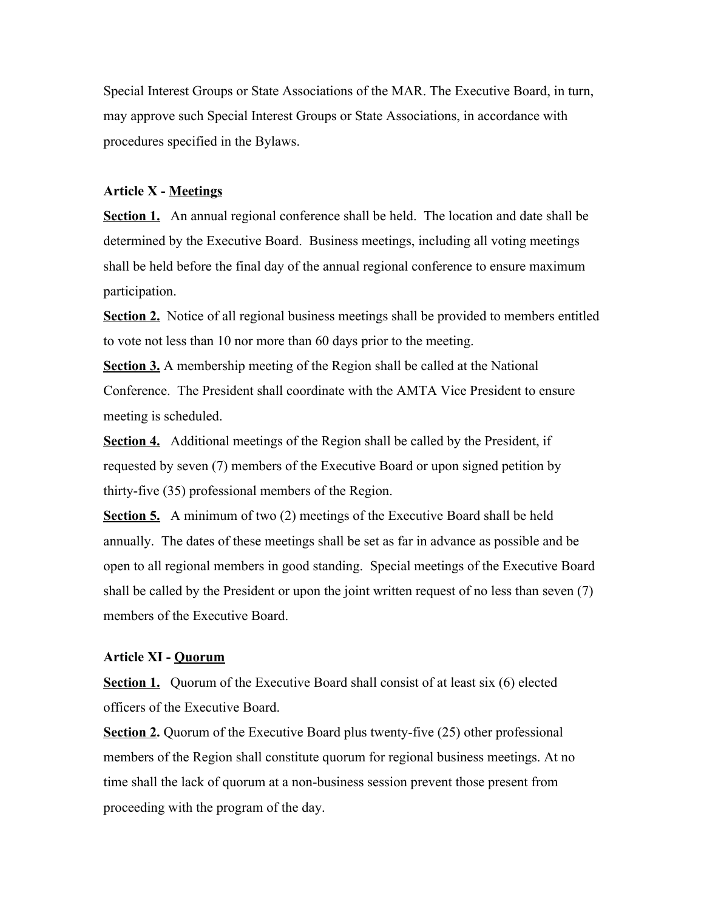Special Interest Groups or State Associations of the MAR. The Executive Board, in turn, may approve such Special Interest Groups or State Associations, in accordance with procedures specified in the Bylaws.

### Article X - <u>Meetings</u>

**<u>Section 1.</u>** An annual regional conference shall be held. The location and date shall be determined by the Executive Board. Business meetings, including all voting meetings shall be held before the final day of the annual regional conference to ensure maximum participation.

**<u>Section 2.</u>** Notice of all regional business meetings shall be provided to members entitled to vote not less than 10 nor more than 60 days prior to the meeting.

**<u>Section 3.</u>** A membership meeting of the Region shall be called at the National Conference. The President shall coordinate with the AMTA Vice President to ensure meeting is scheduled.

**<u>Section 4.</u>** Additional meetings of the Region shall be called by the President, if requested by seven (7) members of the Executive Board or upon signed petition by thirty-five (35) professional members of the Region.

**<u>Section 5.</u>** A minimum of two (2) meetings of the Executive Board shall be held annually. The dates of these meetings shall be set as far in advance as possible and be open to all regional members in good standing. Special meetings of the Executive Board shall be called by the President or upon the joint written request of no less than seven (7) members of the Executive Board.

### Article XI - <u>Quorum</u>

**<u>Section 1.</u>** Quorum of the Executive Board shall consist of at least six (6) elected officers of the Executive Board.

**<u>Section 2</u>.** Quorum of the Executive Board plus twenty-five (25) other professional members of the Region shall constitute quorum for regional business meetings. At no time shall the lack of quorum at a non-business session prevent those present from proceeding with the program of the day.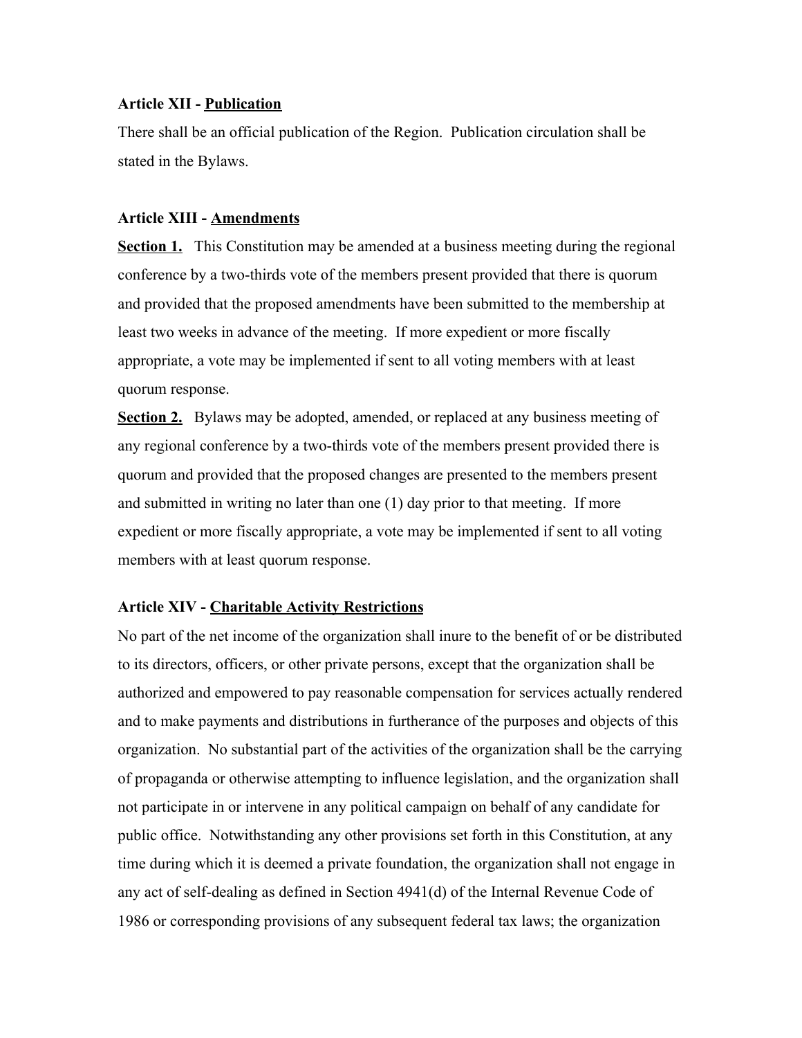**Article XII - Publication**

There shall be an official publication of the Region. Publication circulation shall be stated in the Bylaws.

**Article XIII - Amendments**

**Section 1.** This Constitution may be amended at a business meeting during the regional conference by a two-thirds vote of the members present provided that there is quorum and provided that the proposed amendments have been submitted to the membership at least two weeks in advance of the meeting. If more expedient or more fiscally appropriate, a vote may be implemented if sent to all voting members with at least quorum response.

**Section 2.** Bylaws may be adopted, amended, or replaced at any business meeting of any regional conference by a two-thirds vote of the members present provided there is quorum and provided that the proposed changes are presented to the members present and submitted in writing no later than one (1) day prior to that meeting. If more expedient or more fiscally appropriate, a vote may be implemented if sent to all voting members with at least quorum response.

**Article XIV - Charitable Activity Restrictions**

No part of the net income of the organization shall inure to the benefit of or be distributed to its directors, officers, or other private persons, except that the organization shall be authorized and empowered to pay reasonable compensation for services actually rendered and to make payments and distributions in furtherance of the purposes and objects of this organization. No substantial part of the activities of the organization shall be the carrying of propaganda or otherwise attempting to influence legislation, and the organization shall not participate in or intervene in any political campaign on behalf of any candidate for public office. Notwithstanding any other provisions set forth in this Constitution, at any time during which it is deemed a private foundation, the organization shall not engage in any act of self-dealing as defined in Section 4941(d) of the Internal Revenue Code of 1986 or corresponding provisions of any subsequent federal tax laws; the organization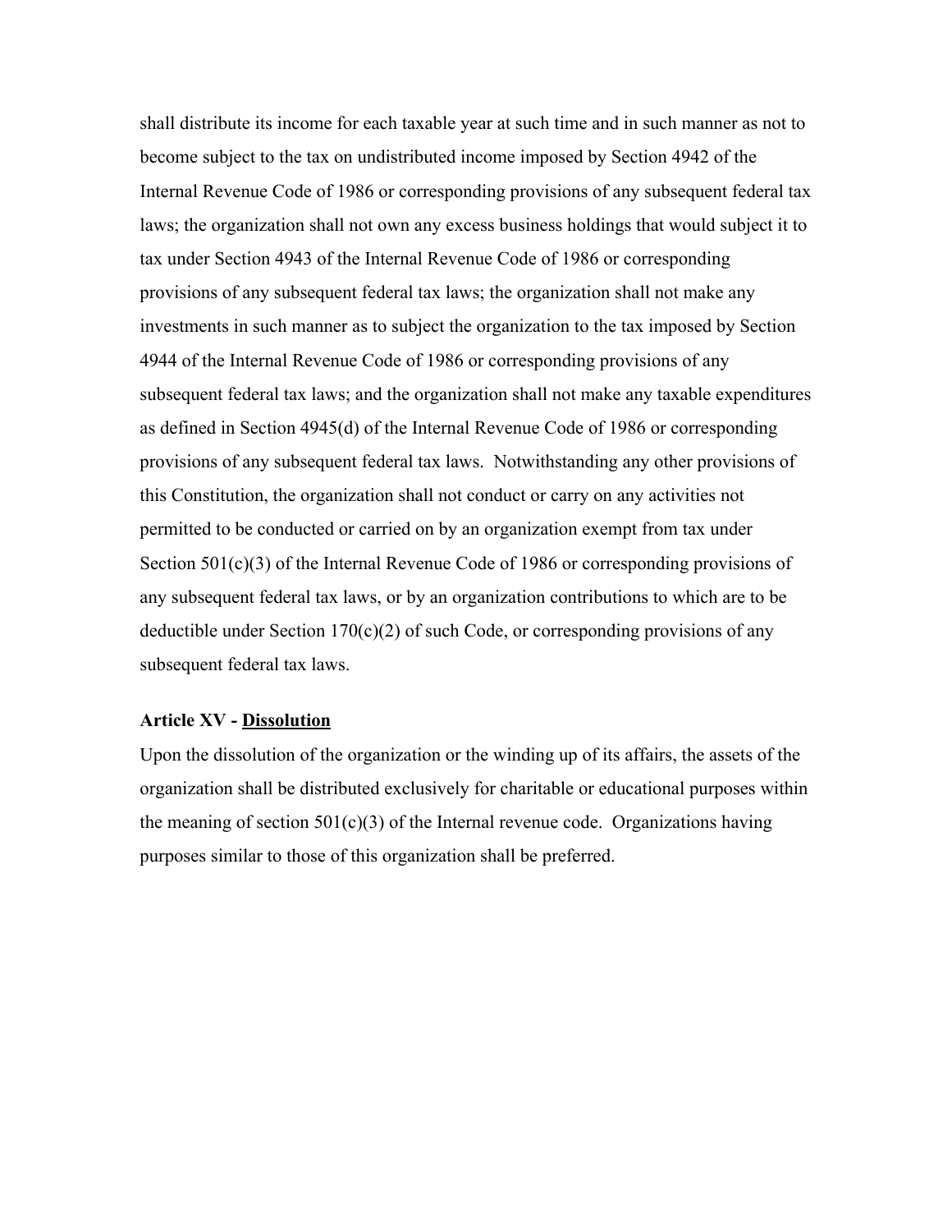shall distribute its income for each taxable year at such time and in such manner as not to become subject to the tax on undistributed income imposed by Section 4942 of the Internal Revenue Code of 1986 or corresponding provisions of any subsequent federal tax laws; the organization shall not own any excess business holdings that would subject it to tax under Section 4943 of the Internal Revenue Code of 1986 or corresponding provisions of any subsequent federal tax laws; the organization shall not make any investments in such manner as to subject the organization to the tax imposed by Section 4944 of the Internal Revenue Code of 1986 or corresponding provisions of any subsequent federal tax laws; and the organization shall not make any taxable expenditures as defined in Section 4945(d) of the Internal Revenue Code of 1986 or corresponding provisions of any subsequent federal tax laws. Notwithstanding any other provisions of this Constitution, the organization shall not conduct or carry on any activities not permitted to be conducted or carried on by an organization exempt from tax under Section 501(c)(3) of the Internal Revenue Code of 1986 or corresponding provisions of any subsequent federal tax laws, or by an organization contributions to which are to be deductible under Section 170(c)(2) of such Code, or corresponding provisions of any subsequent federal tax laws.

**Article XV - <u>Dissolution</u>**

Upon the dissolution of the organization or the winding up of its affairs, the assets of the organization shall be distributed exclusively for charitable or educational purposes within the meaning of section 501(c)(3) of the Internal revenue code. Organizations having purposes similar to those of this organization shall be preferred.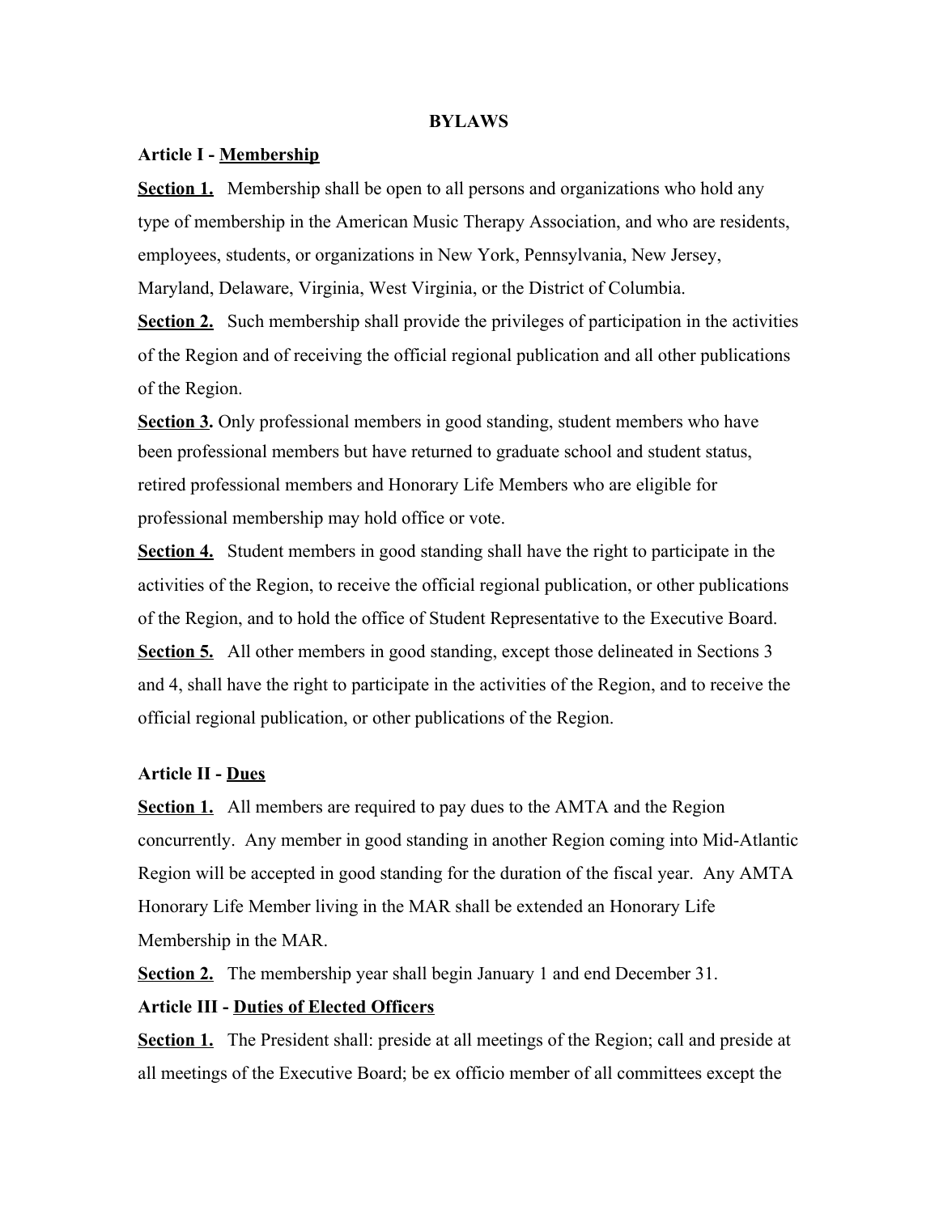# BYLAWS

## Article I - Membership

**Section 1.** Membership shall be open to all persons and organizations who hold any type of membership in the American Music Therapy Association, and who are residents, employees, students, or organizations in New York, Pennsylvania, New Jersey, Maryland, Delaware, Virginia, West Virginia, or the District of Columbia.

**Section 2.** Such membership shall provide the privileges of participation in the activities of the Region and of receiving the official regional publication and all other publications of the Region.

**Section 3.** Only professional members in good standing, student members who have been professional members but have returned to graduate school and student status, retired professional members and Honorary Life Members who are eligible for professional membership may hold office or vote.

**Section 4.** Student members in good standing shall have the right to participate in the activities of the Region, to receive the official regional publication, or other publications of the Region, and to hold the office of Student Representative to the Executive Board.

**Section 5.** All other members in good standing, except those delineated in Sections 3 and 4, shall have the right to participate in the activities of the Region, and to receive the official regional publication, or other publications of the Region.

## Article II - Dues

**Section 1.** All members are required to pay dues to the AMTA and the Region concurrently. Any member in good standing in another Region coming into Mid-Atlantic Region will be accepted in good standing for the duration of the fiscal year. Any AMTA Honorary Life Member living in the MAR shall be extended an Honorary Life Membership in the MAR.

**Section 2.** The membership year shall begin January 1 and end December 31.

## Article III - Duties of Elected Officers

**Section 1.** The President shall: preside at all meetings of the Region; call and preside at all meetings of the Executive Board; be ex officio member of all committees except the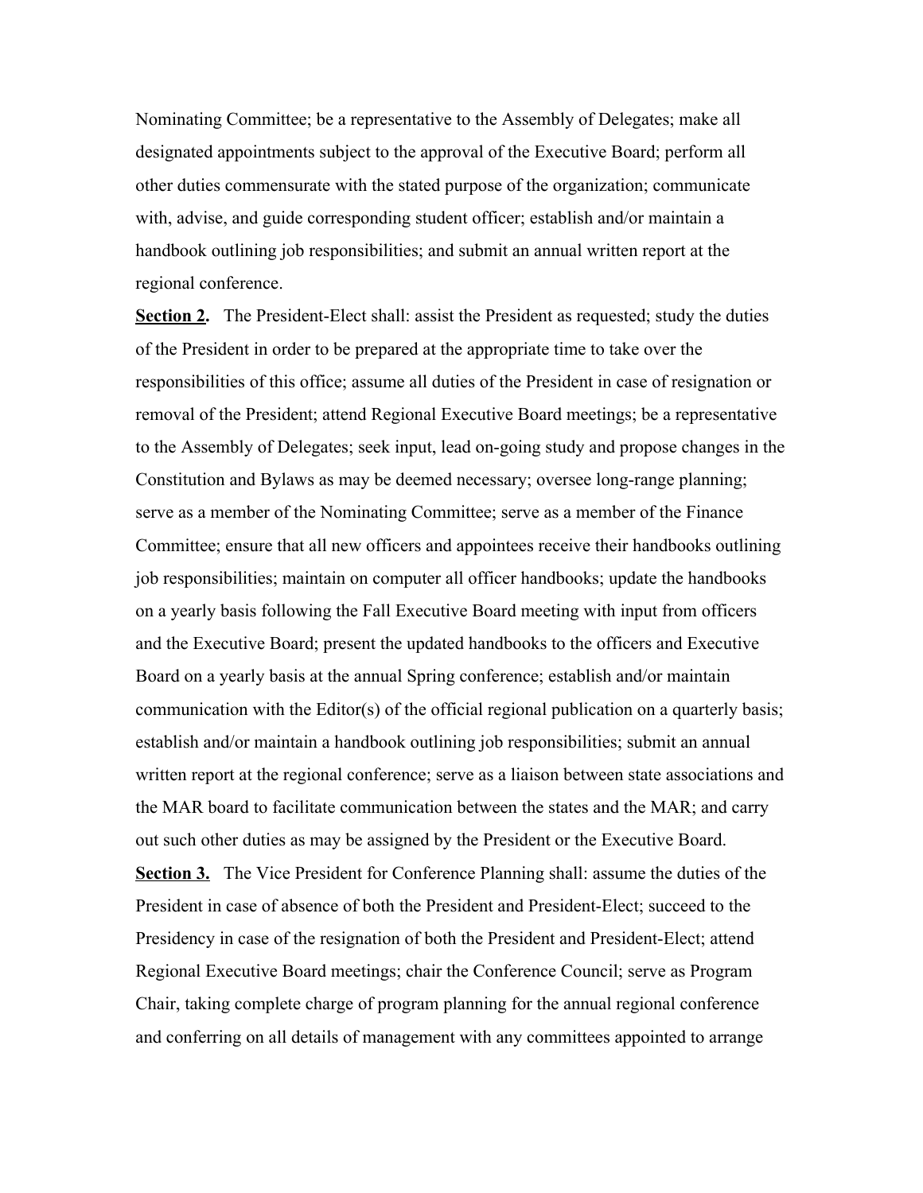Nominating Committee; be a representative to the Assembly of Delegates; make all designated appointments subject to the approval of the Executive Board; perform all other duties commensurate with the stated purpose of the organization; communicate with, advise, and guide corresponding student officer; establish and/or maintain a handbook outlining job responsibilities; and submit an annual written report at the regional conference.

**Section 2.** The President-Elect shall: assist the President as requested; study the duties of the President in order to be prepared at the appropriate time to take over the responsibilities of this office; assume all duties of the President in case of resignation or removal of the President; attend Regional Executive Board meetings; be a representative to the Assembly of Delegates; seek input, lead on-going study and propose changes in the Constitution and Bylaws as may be deemed necessary; oversee long-range planning; serve as a member of the Nominating Committee; serve as a member of the Finance Committee; ensure that all new officers and appointees receive their handbooks outlining job responsibilities; maintain on computer all officer handbooks; update the handbooks on a yearly basis following the Fall Executive Board meeting with input from officers and the Executive Board; present the updated handbooks to the officers and Executive Board on a yearly basis at the annual Spring conference; establish and/or maintain communication with the Editor(s) of the official regional publication on a quarterly basis; establish and/or maintain a handbook outlining job responsibilities; submit an annual written report at the regional conference; serve as a liaison between state associations and the MAR board to facilitate communication between the states and the MAR; and carry out such other duties as may be assigned by the President or the Executive Board.

**Section 3.** The Vice President for Conference Planning shall: assume the duties of the President in case of absence of both the President and President-Elect; succeed to the Presidency in case of the resignation of both the President and President-Elect; attend Regional Executive Board meetings; chair the Conference Council; serve as Program Chair, taking complete charge of program planning for the annual regional conference and conferring on all details of management with any committees appointed to arrange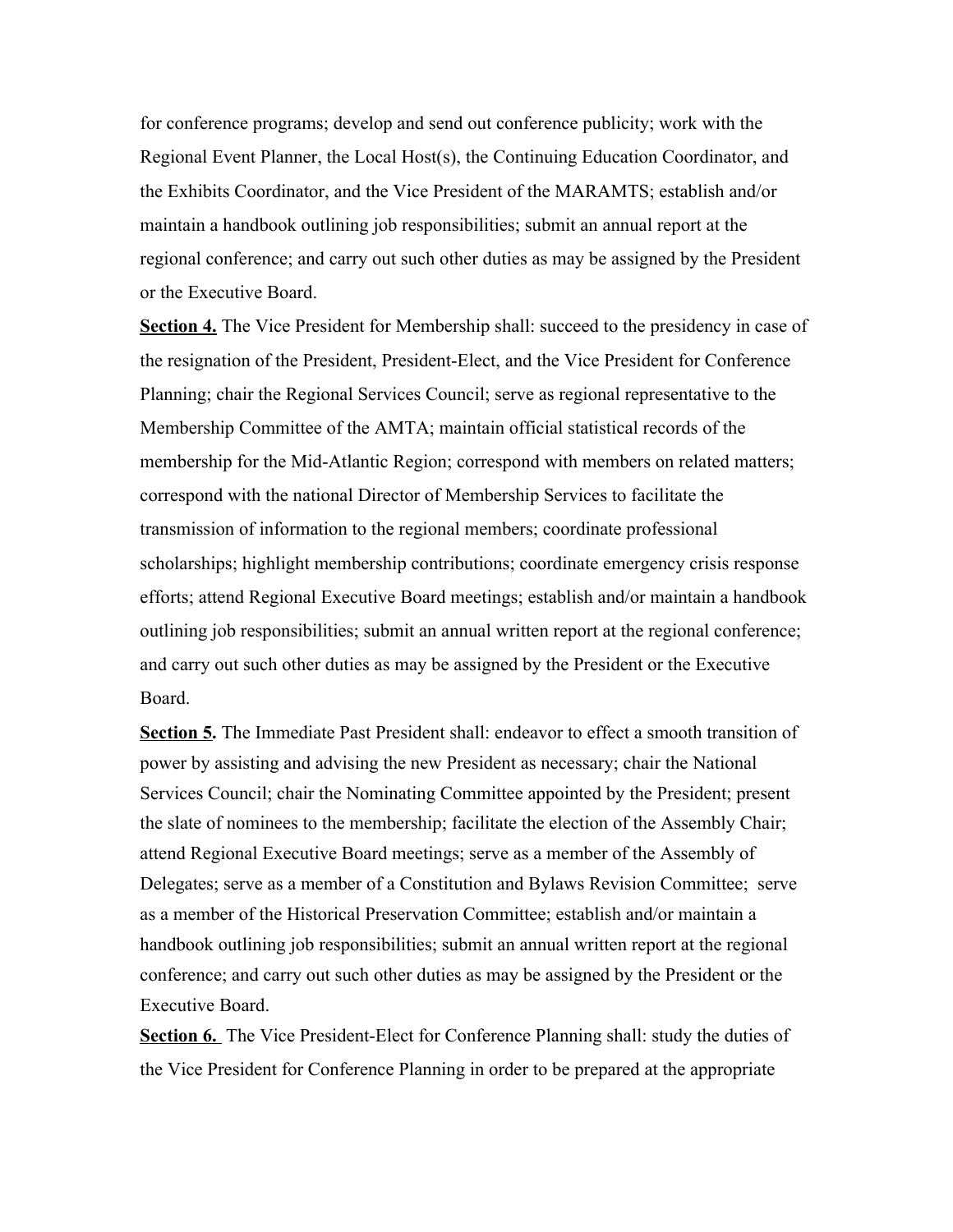for conference programs; develop and send out conference publicity; work with the Regional Event Planner, the Local Host(s), the Continuing Education Coordinator, and the Exhibits Coordinator, and the Vice President of the MARAMTS; establish and/or maintain a handbook outlining job responsibilities; submit an annual report at the regional conference; and carry out such other duties as may be assigned by the President or the Executive Board.

**Section 4.** The Vice President for Membership shall: succeed to the presidency in case of the resignation of the President, President-Elect, and the Vice President for Conference Planning; chair the Regional Services Council; serve as regional representative to the Membership Committee of the AMTA; maintain official statistical records of the membership for the Mid-Atlantic Region; correspond with members on related matters; correspond with the national Director of Membership Services to facilitate the transmission of information to the regional members; coordinate professional scholarships; highlight membership contributions; coordinate emergency crisis response efforts; attend Regional Executive Board meetings; establish and/or maintain a handbook outlining job responsibilities; submit an annual written report at the regional conference; and carry out such other duties as may be assigned by the President or the Executive Board.

**Section 5.** The Immediate Past President shall: endeavor to effect a smooth transition of power by assisting and advising the new President as necessary; chair the National Services Council; chair the Nominating Committee appointed by the President; present the slate of nominees to the membership; facilitate the election of the Assembly Chair; attend Regional Executive Board meetings; serve as a member of the Assembly of Delegates; serve as a member of a Constitution and Bylaws Revision Committee; serve as a member of the Historical Preservation Committee; establish and/or maintain a handbook outlining job responsibilities; submit an annual written report at the regional conference; and carry out such other duties as may be assigned by the President or the Executive Board.

**Section 6.** The Vice President-Elect for Conference Planning shall: study the duties of the Vice President for Conference Planning in order to be prepared at the appropriate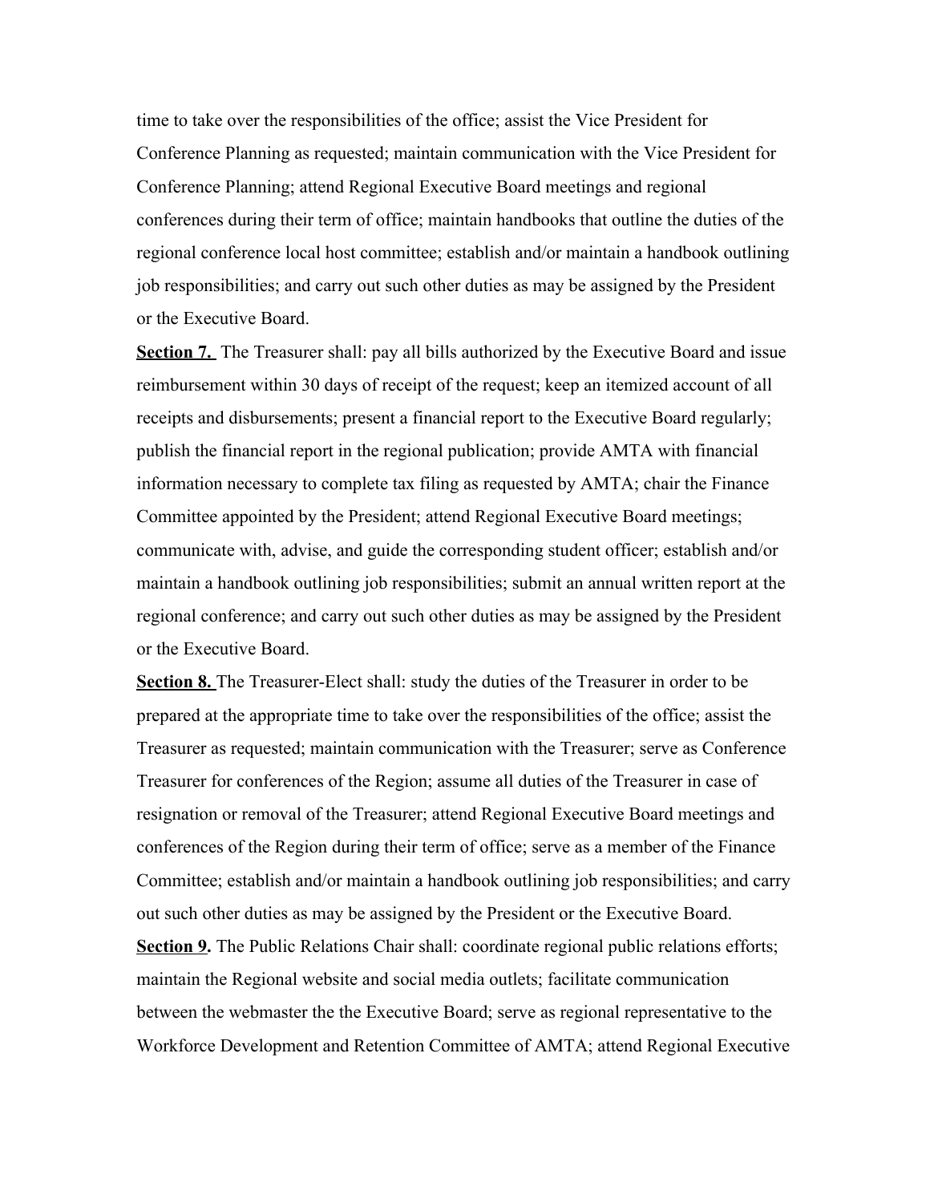time to take over the responsibilities of the office; assist the Vice President for Conference Planning as requested; maintain communication with the Vice President for Conference Planning; attend Regional Executive Board meetings and regional conferences during their term of office; maintain handbooks that outline the duties of the regional conference local host committee; establish and/or maintain a handbook outlining job responsibilities; and carry out such other duties as may be assigned by the President or the Executive Board.

**Section 7.** The Treasurer shall: pay all bills authorized by the Executive Board and issue reimbursement within 30 days of receipt of the request; keep an itemized account of all receipts and disbursements; present a financial report to the Executive Board regularly; publish the financial report in the regional publication; provide AMTA with financial information necessary to complete tax filing as requested by AMTA; chair the Finance Committee appointed by the President; attend Regional Executive Board meetings; communicate with, advise, and guide the corresponding student officer; establish and/or maintain a handbook outlining job responsibilities; submit an annual written report at the regional conference; and carry out such other duties as may be assigned by the President or the Executive Board.

**Section 8.** The Treasurer-Elect shall: study the duties of the Treasurer in order to be prepared at the appropriate time to take over the responsibilities of the office; assist the Treasurer as requested; maintain communication with the Treasurer; serve as Conference Treasurer for conferences of the Region; assume all duties of the Treasurer in case of resignation or removal of the Treasurer; attend Regional Executive Board meetings and conferences of the Region during their term of office; serve as a member of the Finance Committee; establish and/or maintain a handbook outlining job responsibilities; and carry out such other duties as may be assigned by the President or the Executive Board.

**Section 9.** The Public Relations Chair shall: coordinate regional public relations efforts; maintain the Regional website and social media outlets; facilitate communication between the webmaster the the Executive Board; serve as regional representative to the Workforce Development and Retention Committee of AMTA; attend Regional Executive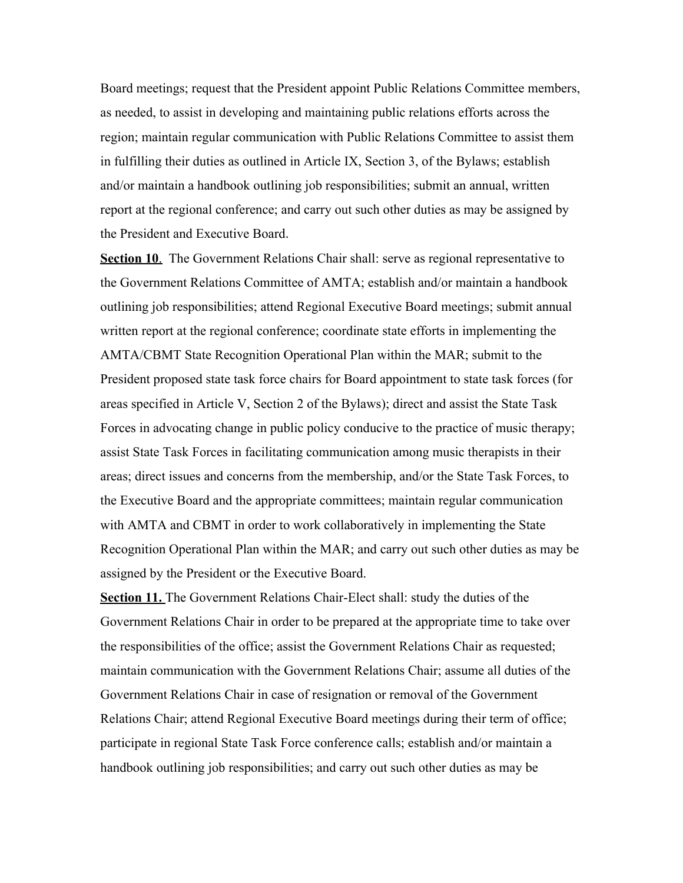Board meetings; request that the President appoint Public Relations Committee members, as needed, to assist in developing and maintaining public relations efforts across the region; maintain regular communication with Public Relations Committee to assist them in fulfilling their duties as outlined in Article IX, Section 3, of the Bylaws; establish and/or maintain a handbook outlining job responsibilities; submit an annual, written report at the regional conference; and carry out such other duties as may be assigned by the President and Executive Board.

**Section 10**. The Government Relations Chair shall: serve as regional representative to the Government Relations Committee of AMTA; establish and/or maintain a handbook outlining job responsibilities; attend Regional Executive Board meetings; submit annual written report at the regional conference; coordinate state efforts in implementing the AMTA/CBMT State Recognition Operational Plan within the MAR; submit to the President proposed state task force chairs for Board appointment to state task forces (for areas specified in Article V, Section 2 of the Bylaws); direct and assist the State Task Forces in advocating change in public policy conducive to the practice of music therapy; assist State Task Forces in facilitating communication among music therapists in their areas; direct issues and concerns from the membership, and/or the State Task Forces, to the Executive Board and the appropriate committees; maintain regular communication with AMTA and CBMT in order to work collaboratively in implementing the State Recognition Operational Plan within the MAR; and carry out such other duties as may be assigned by the President or the Executive Board.

**Section 11.** The Government Relations Chair-Elect shall: study the duties of the Government Relations Chair in order to be prepared at the appropriate time to take over the responsibilities of the office; assist the Government Relations Chair as requested; maintain communication with the Government Relations Chair; assume all duties of the Government Relations Chair in case of resignation or removal of the Government Relations Chair; attend Regional Executive Board meetings during their term of office; participate in regional State Task Force conference calls; establish and/or maintain a handbook outlining job responsibilities; and carry out such other duties as may be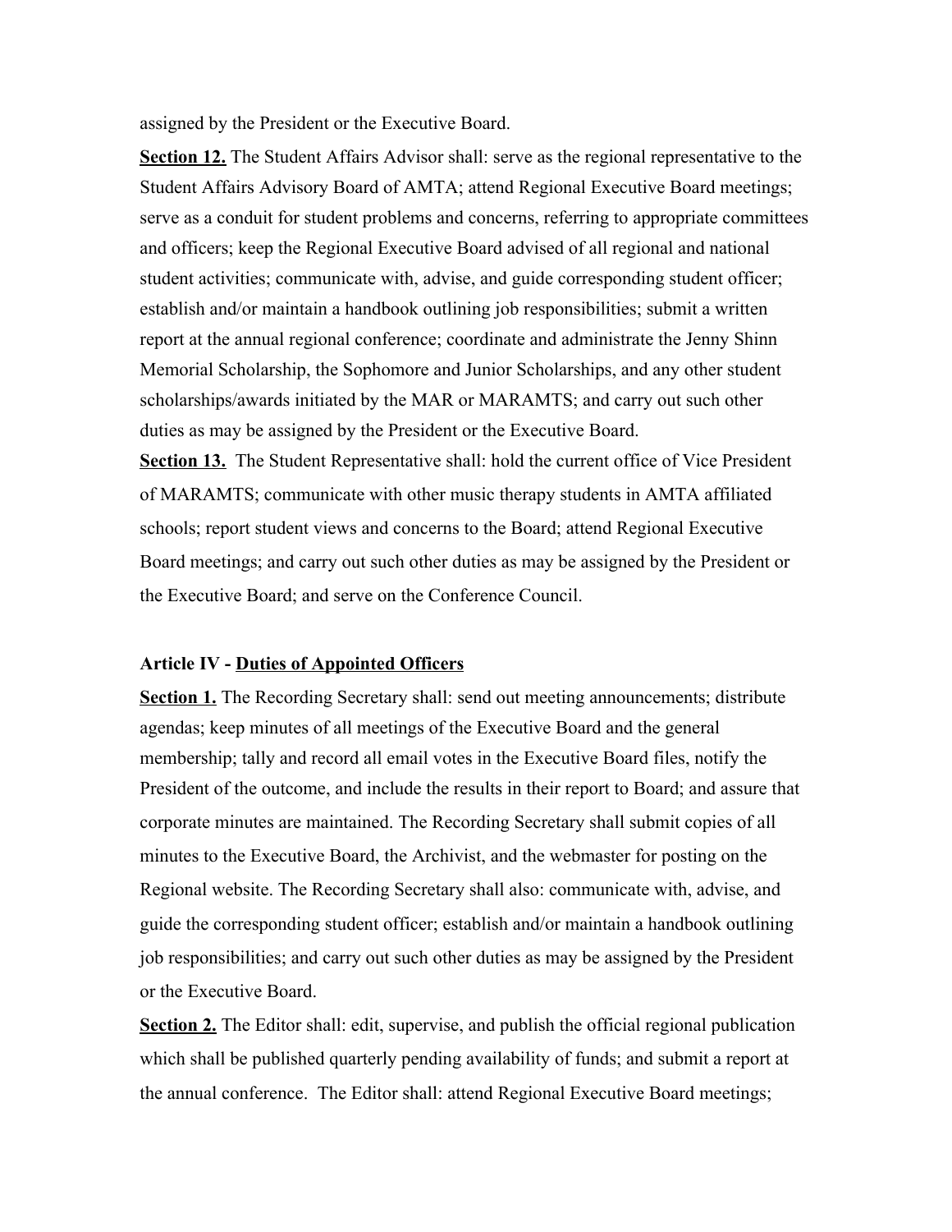assigned by the President or the Executive Board.

**Section 12.** The Student Affairs Advisor shall: serve as the regional representative to the Student Affairs Advisory Board of AMTA; attend Regional Executive Board meetings; serve as a conduit for student problems and concerns, referring to appropriate committees and officers; keep the Regional Executive Board advised of all regional and national student activities; communicate with, advise, and guide corresponding student officer; establish and/or maintain a handbook outlining job responsibilities; submit a written report at the annual regional conference; coordinate and administrate the Jenny Shinn Memorial Scholarship, the Sophomore and Junior Scholarships, and any other student scholarships/awards initiated by the MAR or MARAMTS; and carry out such other duties as may be assigned by the President or the Executive Board.

**Section 13.** The Student Representative shall: hold the current office of Vice President of MARAMTS; communicate with other music therapy students in AMTA affiliated schools; report student views and concerns to the Board; attend Regional Executive Board meetings; and carry out such other duties as may be assigned by the President or the Executive Board; and serve on the Conference Council.

**Article IV - Duties of Appointed Officers**

**Section 1.** The Recording Secretary shall: send out meeting announcements; distribute agendas; keep minutes of all meetings of the Executive Board and the general membership; tally and record all email votes in the Executive Board files, notify the President of the outcome, and include the results in their report to Board; and assure that corporate minutes are maintained. The Recording Secretary shall submit copies of all minutes to the Executive Board, the Archivist, and the webmaster for posting on the Regional website. The Recording Secretary shall also: communicate with, advise, and guide the corresponding student officer; establish and/or maintain a handbook outlining job responsibilities; and carry out such other duties as may be assigned by the President or the Executive Board.

**Section 2.** The Editor shall: edit, supervise, and publish the official regional publication which shall be published quarterly pending availability of funds; and submit a report at the annual conference. The Editor shall: attend Regional Executive Board meetings;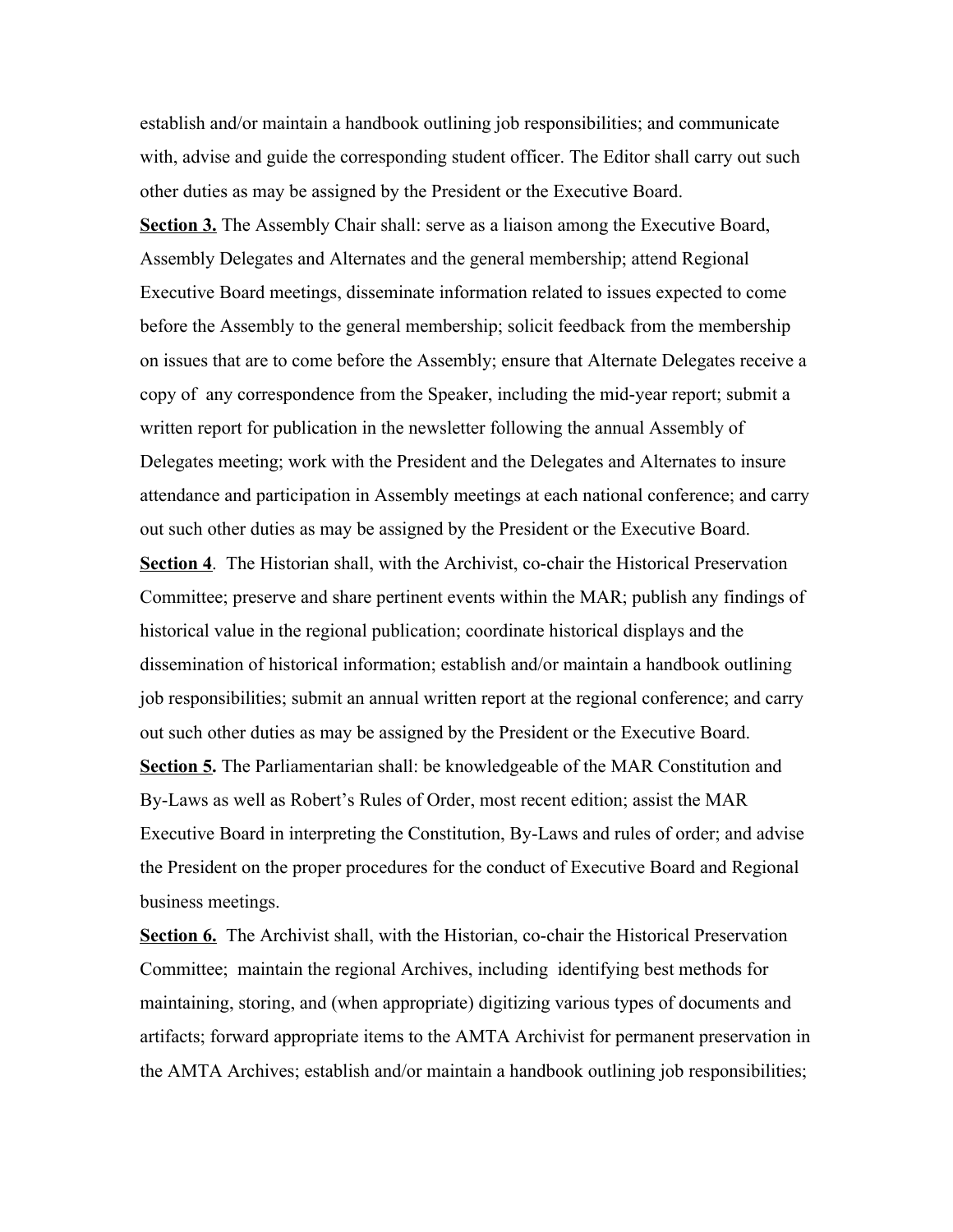establish and/or maintain a handbook outlining job responsibilities; and communicate with, advise and guide the corresponding student officer. The Editor shall carry out such other duties as may be assigned by the President or the Executive Board.

**Section 3.** The Assembly Chair shall: serve as a liaison among the Executive Board, Assembly Delegates and Alternates and the general membership; attend Regional Executive Board meetings, disseminate information related to issues expected to come before the Assembly to the general membership; solicit feedback from the membership on issues that are to come before the Assembly; ensure that Alternate Delegates receive a copy of any correspondence from the Speaker, including the mid-year report; submit a written report for publication in the newsletter following the annual Assembly of Delegates meeting; work with the President and the Delegates and Alternates to insure attendance and participation in Assembly meetings at each national conference; and carry out such other duties as may be assigned by the President or the Executive Board.

**Section 4**. The Historian shall, with the Archivist, co-chair the Historical Preservation Committee; preserve and share pertinent events within the MAR; publish any findings of historical value in the regional publication; coordinate historical displays and the dissemination of historical information; establish and/or maintain a handbook outlining job responsibilities; submit an annual written report at the regional conference; and carry out such other duties as may be assigned by the President or the Executive Board.

**Section 5.** The Parliamentarian shall: be knowledgeable of the MAR Constitution and By-Laws as well as Robert's Rules of Order, most recent edition; assist the MAR Executive Board in interpreting the Constitution, By-Laws and rules of order; and advise the President on the proper procedures for the conduct of Executive Board and Regional business meetings.

**Section 6.** The Archivist shall, with the Historian, co-chair the Historical Preservation Committee; maintain the regional Archives, including identifying best methods for maintaining, storing, and (when appropriate) digitizing various types of documents and artifacts; forward appropriate items to the AMTA Archivist for permanent preservation in the AMTA Archives; establish and/or maintain a handbook outlining job responsibilities;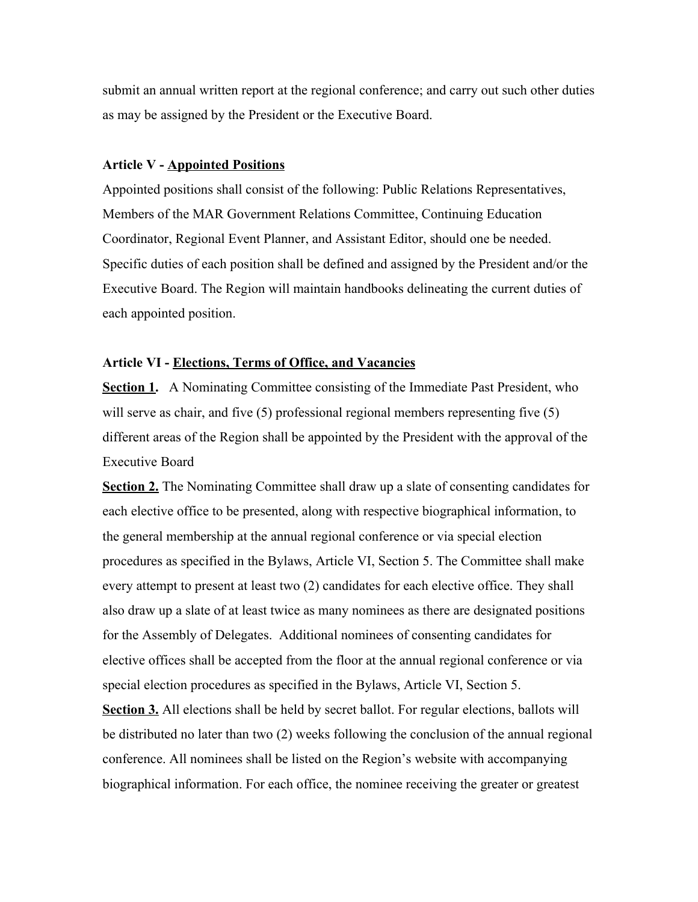submit an annual written report at the regional conference; and carry out such other duties as may be assigned by the President or the Executive Board.

**Article V - <u>Appointed Positions</u>**

Appointed positions shall consist of the following: Public Relations Representatives, Members of the MAR Government Relations Committee, Continuing Education Coordinator, Regional Event Planner, and Assistant Editor, should one be needed. Specific duties of each position shall be defined and assigned by the President and/or the Executive Board. The Region will maintain handbooks delineating the current duties of each appointed position.

**Article VI - <u>Elections, Terms of Office, and Vacancies</u>**

**<u>Section 1</u>.** A Nominating Committee consisting of the Immediate Past President, who will serve as chair, and five (5) professional regional members representing five (5) different areas of the Region shall be appointed by the President with the approval of the Executive Board

**<u>Section 2.</u>** The Nominating Committee shall draw up a slate of consenting candidates for each elective office to be presented, along with respective biographical information, to the general membership at the annual regional conference or via special election procedures as specified in the Bylaws, Article VI, Section 5. The Committee shall make every attempt to present at least two (2) candidates for each elective office. They shall also draw up a slate of at least twice as many nominees as there are designated positions for the Assembly of Delegates. Additional nominees of consenting candidates for elective offices shall be accepted from the floor at the annual regional conference or via special election procedures as specified in the Bylaws, Article VI, Section 5.

**<u>Section 3.</u>** All elections shall be held by secret ballot. For regular elections, ballots will be distributed no later than two (2) weeks following the conclusion of the annual regional conference. All nominees shall be listed on the Region's website with accompanying biographical information. For each office, the nominee receiving the greater or greatest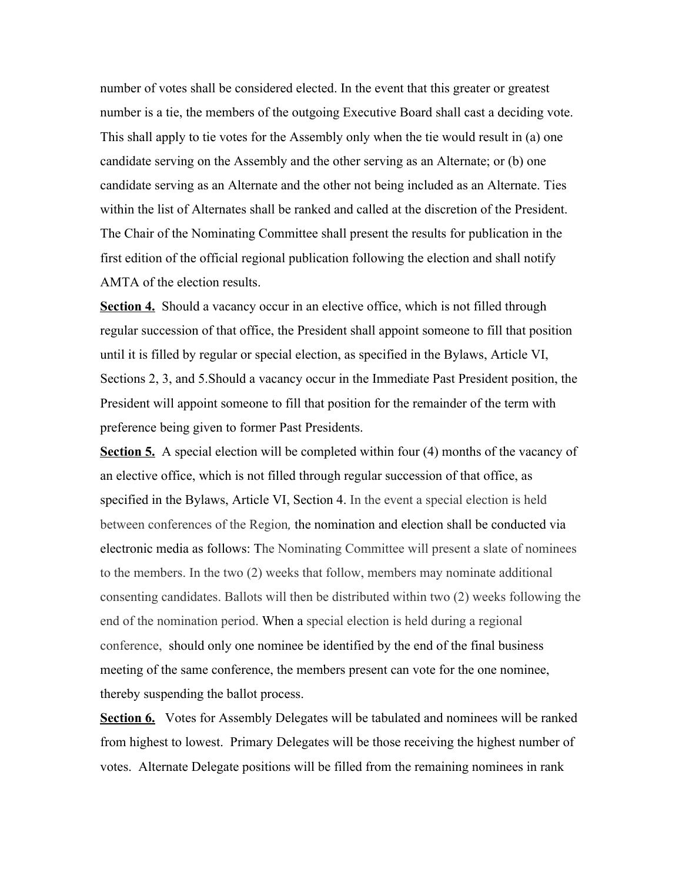number of votes shall be considered elected. In the event that this greater or greatest number is a tie, the members of the outgoing Executive Board shall cast a deciding vote. This shall apply to tie votes for the Assembly only when the tie would result in (a) one candidate serving on the Assembly and the other serving as an Alternate; or (b) one candidate serving as an Alternate and the other not being included as an Alternate. Ties within the list of Alternates shall be ranked and called at the discretion of the President. The Chair of the Nominating Committee shall present the results for publication in the first edition of the official regional publication following the election and shall notify AMTA of the election results.

**Section 4.** Should a vacancy occur in an elective office, which is not filled through regular succession of that office, the President shall appoint someone to fill that position until it is filled by regular or special election, as specified in the Bylaws, Article VI, Sections 2, 3, and 5.Should a vacancy occur in the Immediate Past President position, the President will appoint someone to fill that position for the remainder of the term with preference being given to former Past Presidents.

**Section 5.** A special election will be completed within four (4) months of the vacancy of an elective office, which is not filled through regular succession of that office, as specified in the Bylaws, Article VI, Section 4. In the event a special election is held between conferences of the Region*,* the nomination and election shall be conducted via electronic media as follows: The Nominating Committee will present a slate of nominees to the members. In the two (2) weeks that follow, members may nominate additional consenting candidates. Ballots will then be distributed within two (2) weeks following the end of the nomination period. When a special election is held during a regional conference, should only one nominee be identified by the end of the final business meeting of the same conference, the members present can vote for the one nominee, thereby suspending the ballot process.

**Section 6.** Votes for Assembly Delegates will be tabulated and nominees will be ranked from highest to lowest. Primary Delegates will be those receiving the highest number of votes. Alternate Delegate positions will be filled from the remaining nominees in rank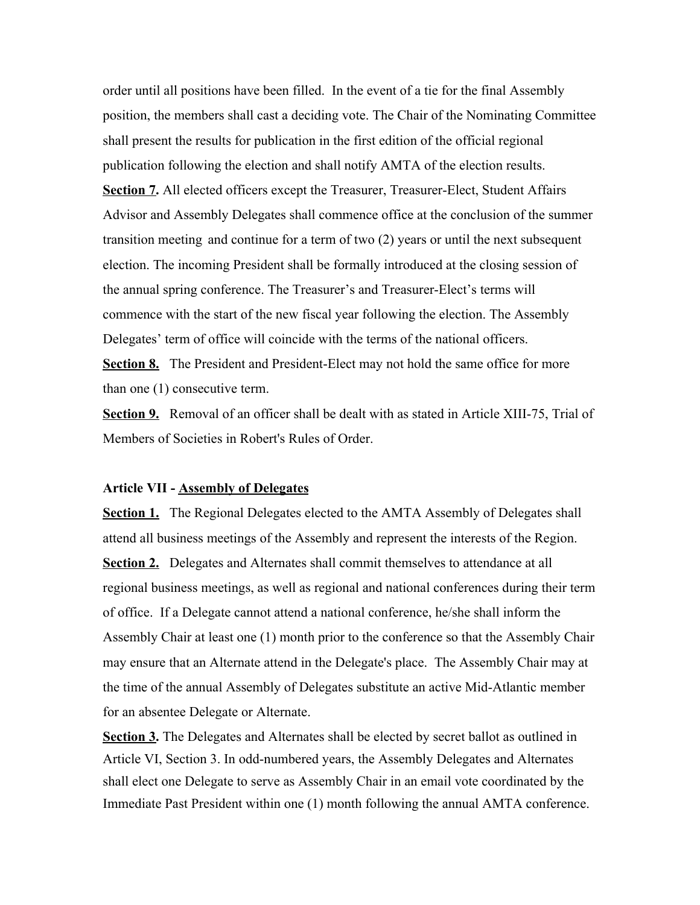order until all positions have been filled. In the event of a tie for the final Assembly position, the members shall cast a deciding vote. The Chair of the Nominating Committee shall present the results for publication in the first edition of the official regional publication following the election and shall notify AMTA of the election results.

**Section 7.** All elected officers except the Treasurer, Treasurer-Elect, Student Affairs Advisor and Assembly Delegates shall commence office at the conclusion of the summer transition meeting and continue for a term of two (2) years or until the next subsequent election. The incoming President shall be formally introduced at the closing session of the annual spring conference. The Treasurer's and Treasurer-Elect's terms will commence with the start of the new fiscal year following the election. The Assembly Delegates' term of office will coincide with the terms of the national officers.

**Section 8.** The President and President-Elect may not hold the same office for more than one (1) consecutive term.

**Section 9.** Removal of an officer shall be dealt with as stated in Article XIII-75, Trial of Members of Societies in Robert's Rules of Order.

### Article VII - Assembly of Delegates

**Section 1.** The Regional Delegates elected to the AMTA Assembly of Delegates shall attend all business meetings of the Assembly and represent the interests of the Region.

**Section 2.** Delegates and Alternates shall commit themselves to attendance at all regional business meetings, as well as regional and national conferences during their term of office. If a Delegate cannot attend a national conference, he/she shall inform the Assembly Chair at least one (1) month prior to the conference so that the Assembly Chair may ensure that an Alternate attend in the Delegate's place. The Assembly Chair may at the time of the annual Assembly of Delegates substitute an active Mid-Atlantic member for an absentee Delegate or Alternate.

**Section 3.** The Delegates and Alternates shall be elected by secret ballot as outlined in Article VI, Section 3. In odd-numbered years, the Assembly Delegates and Alternates shall elect one Delegate to serve as Assembly Chair in an email vote coordinated by the Immediate Past President within one (1) month following the annual AMTA conference.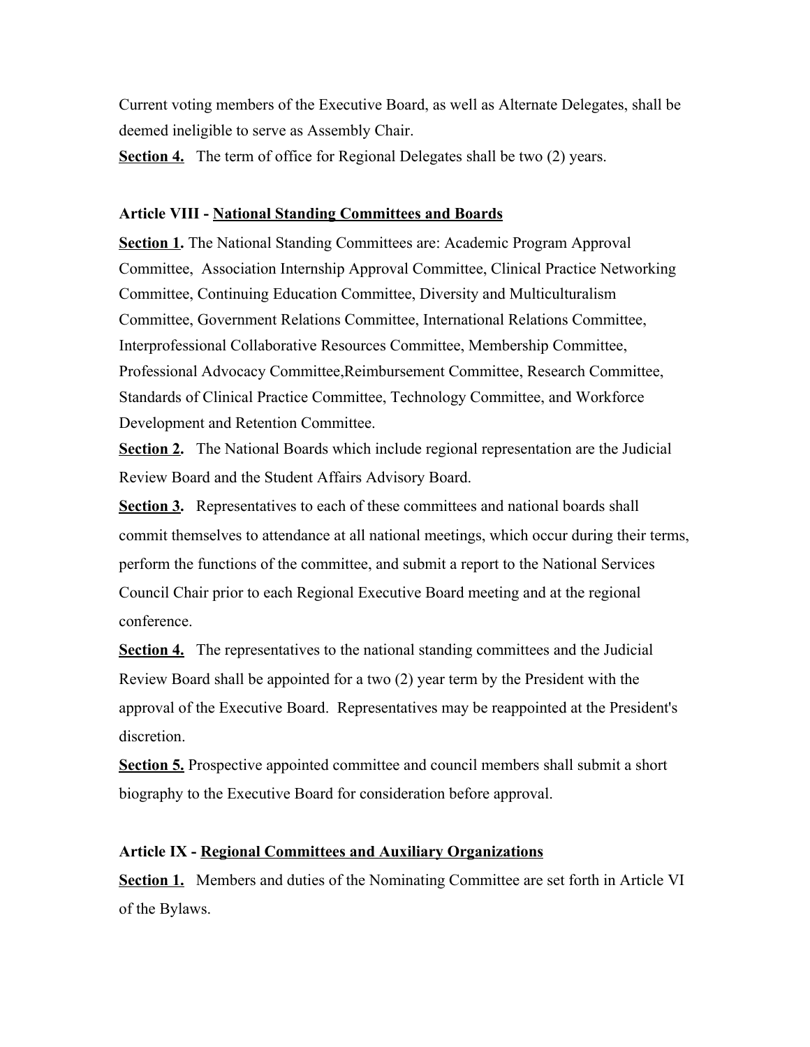Current voting members of the Executive Board, as well as Alternate Delegates, shall be deemed ineligible to serve as Assembly Chair.

**Section 4.** The term of office for Regional Delegates shall be two (2) years.

### Article VIII - National Standing Committees and Boards

**Section 1.** The National Standing Committees are: Academic Program Approval Committee, Association Internship Approval Committee, Clinical Practice Networking Committee, Continuing Education Committee, Diversity and Multiculturalism Committee, Government Relations Committee, International Relations Committee, Interprofessional Collaborative Resources Committee, Membership Committee, Professional Advocacy Committee,Reimbursement Committee, Research Committee, Standards of Clinical Practice Committee, Technology Committee, and Workforce Development and Retention Committee.

**Section 2.** The National Boards which include regional representation are the Judicial Review Board and the Student Affairs Advisory Board.

**Section 3.** Representatives to each of these committees and national boards shall commit themselves to attendance at all national meetings, which occur during their terms, perform the functions of the committee, and submit a report to the National Services Council Chair prior to each Regional Executive Board meeting and at the regional conference.

**Section 4.** The representatives to the national standing committees and the Judicial Review Board shall be appointed for a two (2) year term by the President with the approval of the Executive Board. Representatives may be reappointed at the President's discretion.

**Section 5.** Prospective appointed committee and council members shall submit a short biography to the Executive Board for consideration before approval.

### Article IX - Regional Committees and Auxiliary Organizations

**Section 1.** Members and duties of the Nominating Committee are set forth in Article VI of the Bylaws.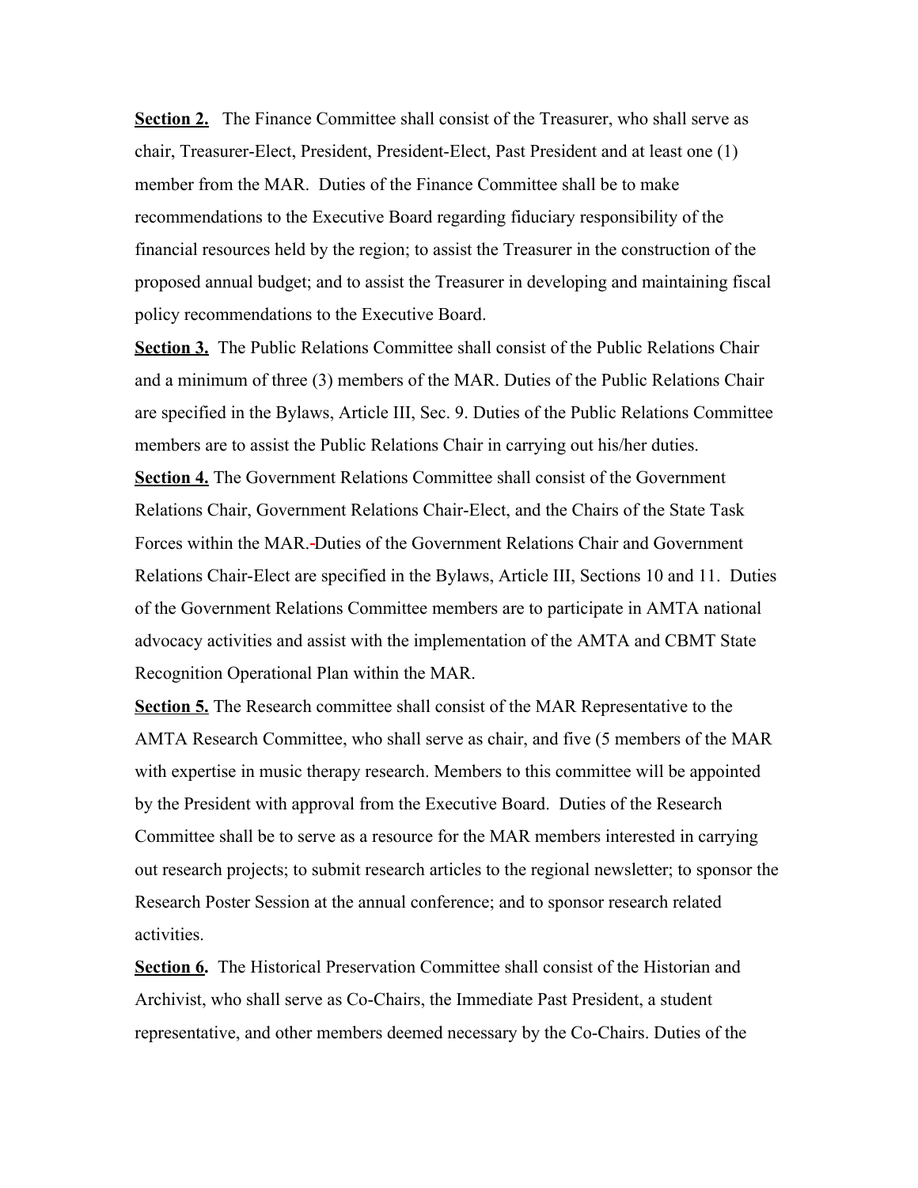**Section 2.** The Finance Committee shall consist of the Treasurer, who shall serve as chair, Treasurer-Elect, President, President-Elect, Past President and at least one (1) member from the MAR. Duties of the Finance Committee shall be to make recommendations to the Executive Board regarding fiduciary responsibility of the financial resources held by the region; to assist the Treasurer in the construction of the proposed annual budget; and to assist the Treasurer in developing and maintaining fiscal policy recommendations to the Executive Board.

**Section 3.** The Public Relations Committee shall consist of the Public Relations Chair and a minimum of three (3) members of the MAR. Duties of the Public Relations Chair are specified in the Bylaws, Article III, Sec. 9. Duties of the Public Relations Committee members are to assist the Public Relations Chair in carrying out his/her duties.

**Section 4.** The Government Relations Committee shall consist of the Government Relations Chair, Government Relations Chair-Elect, and the Chairs of the State Task Forces within the MAR. Duties of the Government Relations Chair and Government Relations Chair-Elect are specified in the Bylaws, Article III, Sections 10 and 11. Duties of the Government Relations Committee members are to participate in AMTA national advocacy activities and assist with the implementation of the AMTA and CBMT State Recognition Operational Plan within the MAR.

**Section 5.** The Research committee shall consist of the MAR Representative to the AMTA Research Committee, who shall serve as chair, and five (5 members of the MAR with expertise in music therapy research. Members to this committee will be appointed by the President with approval from the Executive Board. Duties of the Research Committee shall be to serve as a resource for the MAR members interested in carrying out research projects; to submit research articles to the regional newsletter; to sponsor the Research Poster Session at the annual conference; and to sponsor research related activities.

**Section 6.** The Historical Preservation Committee shall consist of the Historian and Archivist, who shall serve as Co-Chairs, the Immediate Past President, a student representative, and other members deemed necessary by the Co-Chairs. Duties of the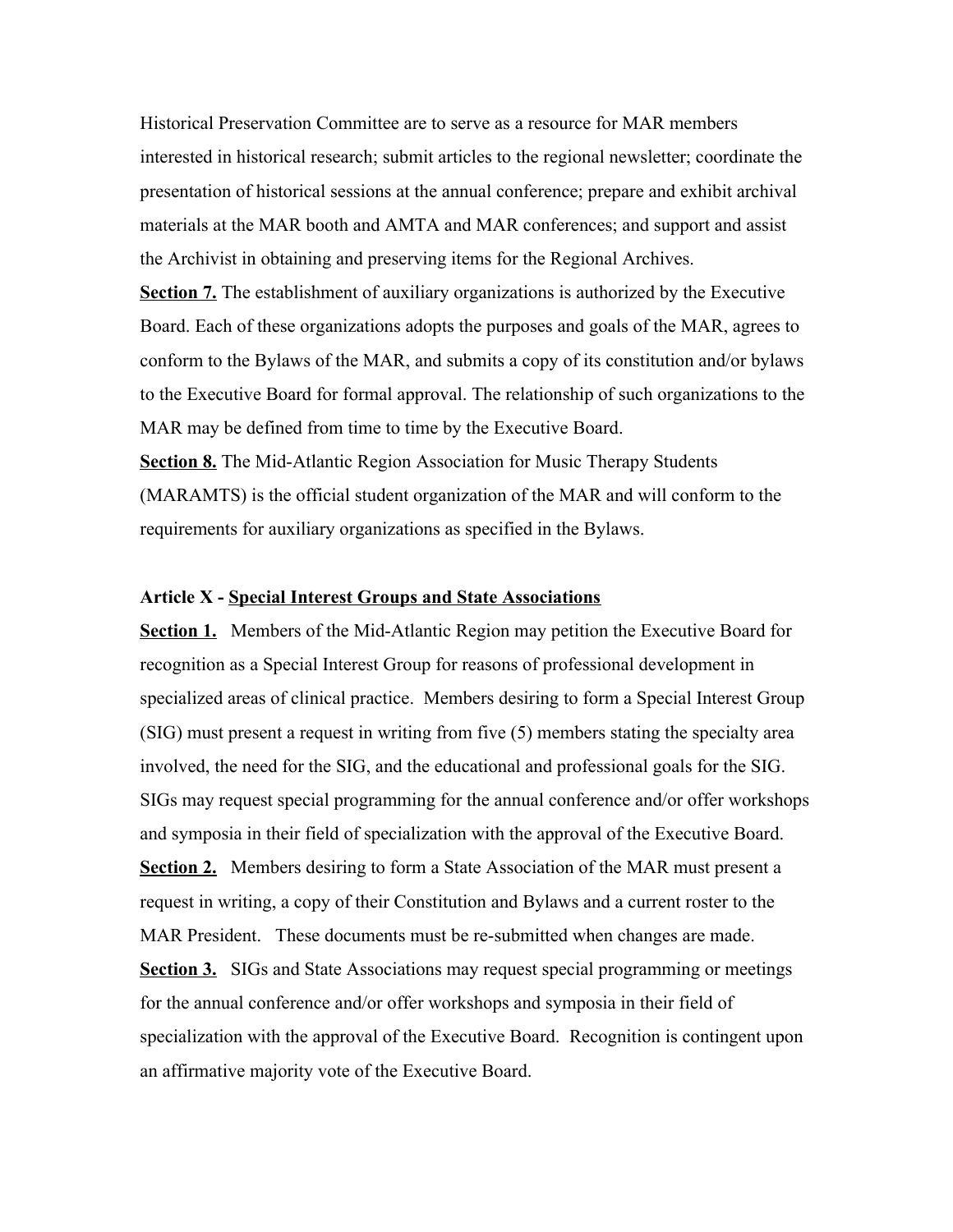Historical Preservation Committee are to serve as a resource for MAR members interested in historical research; submit articles to the regional newsletter; coordinate the presentation of historical sessions at the annual conference; prepare and exhibit archival materials at the MAR booth and AMTA and MAR conferences; and support and assist the Archivist in obtaining and preserving items for the Regional Archives.

**Section 7.** The establishment of auxiliary organizations is authorized by the Executive Board. Each of these organizations adopts the purposes and goals of the MAR, agrees to conform to the Bylaws of the MAR, and submits a copy of its constitution and/or bylaws to the Executive Board for formal approval. The relationship of such organizations to the MAR may be defined from time to time by the Executive Board.

**Section 8.** The Mid-Atlantic Region Association for Music Therapy Students (MARAMTS) is the official student organization of the MAR and will conform to the requirements for auxiliary organizations as specified in the Bylaws.

### Article X - Special Interest Groups and State Associations

**Section 1.** Members of the Mid-Atlantic Region may petition the Executive Board for recognition as a Special Interest Group for reasons of professional development in specialized areas of clinical practice. Members desiring to form a Special Interest Group (SIG) must present a request in writing from five (5) members stating the specialty area involved, the need for the SIG, and the educational and professional goals for the SIG. SIGs may request special programming for the annual conference and/or offer workshops and symposia in their field of specialization with the approval of the Executive Board.

**Section 2.** Members desiring to form a State Association of the MAR must present a request in writing, a copy of their Constitution and Bylaws and a current roster to the MAR President. These documents must be re-submitted when changes are made.

**Section 3.** SIGs and State Associations may request special programming or meetings for the annual conference and/or offer workshops and symposia in their field of specialization with the approval of the Executive Board. Recognition is contingent upon an affirmative majority vote of the Executive Board.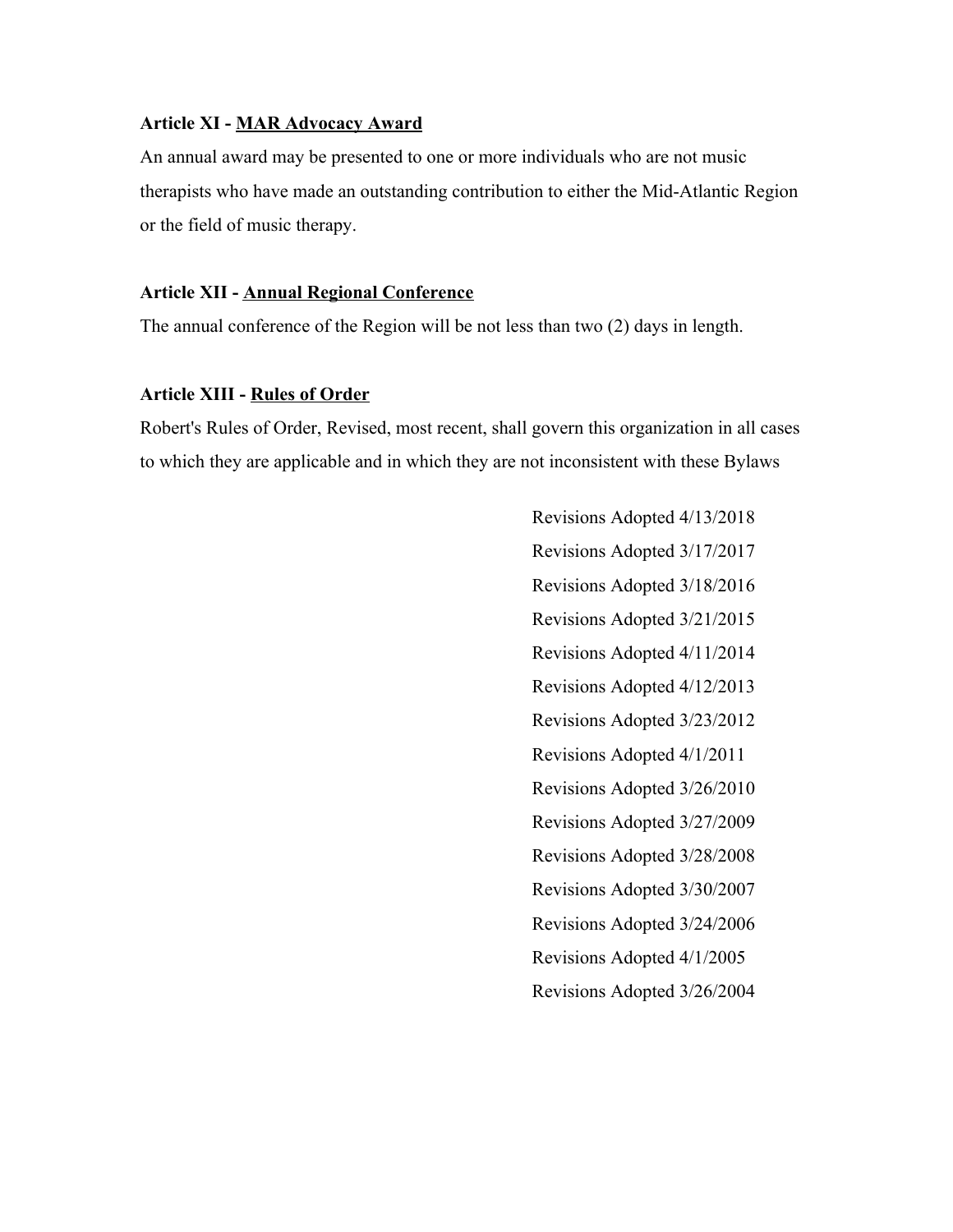**Article XI - MAR Advocacy Award**

An annual award may be presented to one or more individuals who are not music therapists who have made an outstanding contribution to either the Mid-Atlantic Region or the field of music therapy.

**Article XII - Annual Regional Conference**

The annual conference of the Region will be not less than two (2) days in length.

**Article XIII - Rules of Order**

Robert's Rules of Order, Revised, most recent, shall govern this organization in all cases to which they are applicable and in which they are not inconsistent with these Bylaws

Revisions Adopted 4/13/2018
Revisions Adopted 3/17/2017
Revisions Adopted 3/18/2016
Revisions Adopted 3/21/2015
Revisions Adopted 4/11/2014
Revisions Adopted 4/12/2013
Revisions Adopted 3/23/2012
Revisions Adopted 4/1/2011
Revisions Adopted 3/26/2010
Revisions Adopted 3/27/2009
Revisions Adopted 3/28/2008
Revisions Adopted 3/30/2007
Revisions Adopted 3/24/2006
Revisions Adopted 4/1/2005
Revisions Adopted 3/26/2004